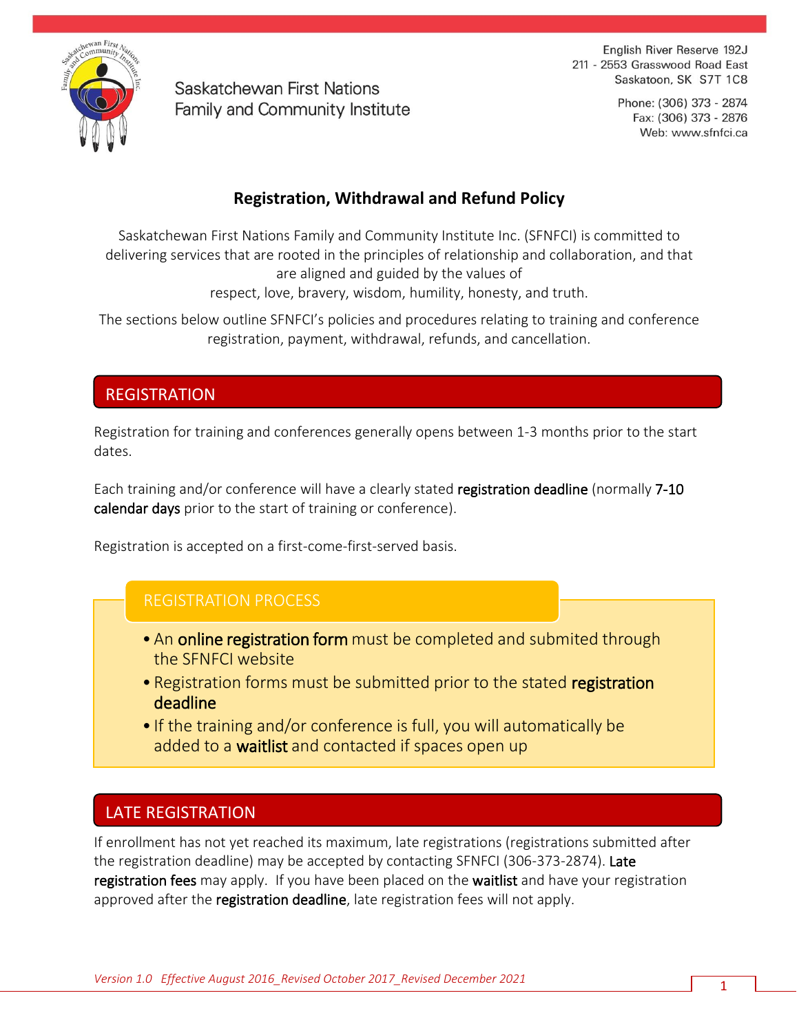Saskatchewan First Nations Family and Community Institute

English River Reserve 192J
211 - 2553 Grasswood Road East
Saskatoon, SK S7T 1C8

Phone: (306) 373 - 2874
Fax: (306) 373 - 2876
Web: www.sfnfci.ca

# Registration, Withdrawal and Refund Policy

Saskatchewan First Nations Family and Community Institute Inc. (SFNFCI) is committed to delivering services that are rooted in the principles of relationship and collaboration, and that are aligned and guided by the values of respect, love, bravery, wisdom, humility, honesty, and truth.

The sections below outline SFNFCI's policies and procedures relating to training and conference registration, payment, withdrawal, refunds, and cancellation.

## REGISTRATION

Registration for training and conferences generally opens between 1-3 months prior to the start dates.

Each training and/or conference will have a clearly stated **registration deadline** (normally **7-10 calendar days** prior to the start of training or conference).

Registration is accepted on a first-come-first-served basis.

### REGISTRATION PROCESS

- An **online registration form** must be completed and submited through the SFNFCI website
- Registration forms must be submitted prior to the stated **registration deadline**
- If the training and/or conference is full, you will automatically be added to a **waitlist** and contacted if spaces open up

## LATE REGISTRATION

If enrollment has not yet reached its maximum, late registrations (registrations submitted after the registration deadline) may be accepted by contacting SFNFCI (306-373-2874). **Late registration fees** may apply. If you have been placed on the **waitlist** and have your registration approved after the **registration deadline**, late registration fees will not apply.

*Version 1.0 Effective August 2016_Revised October 2017_Revised December 2021*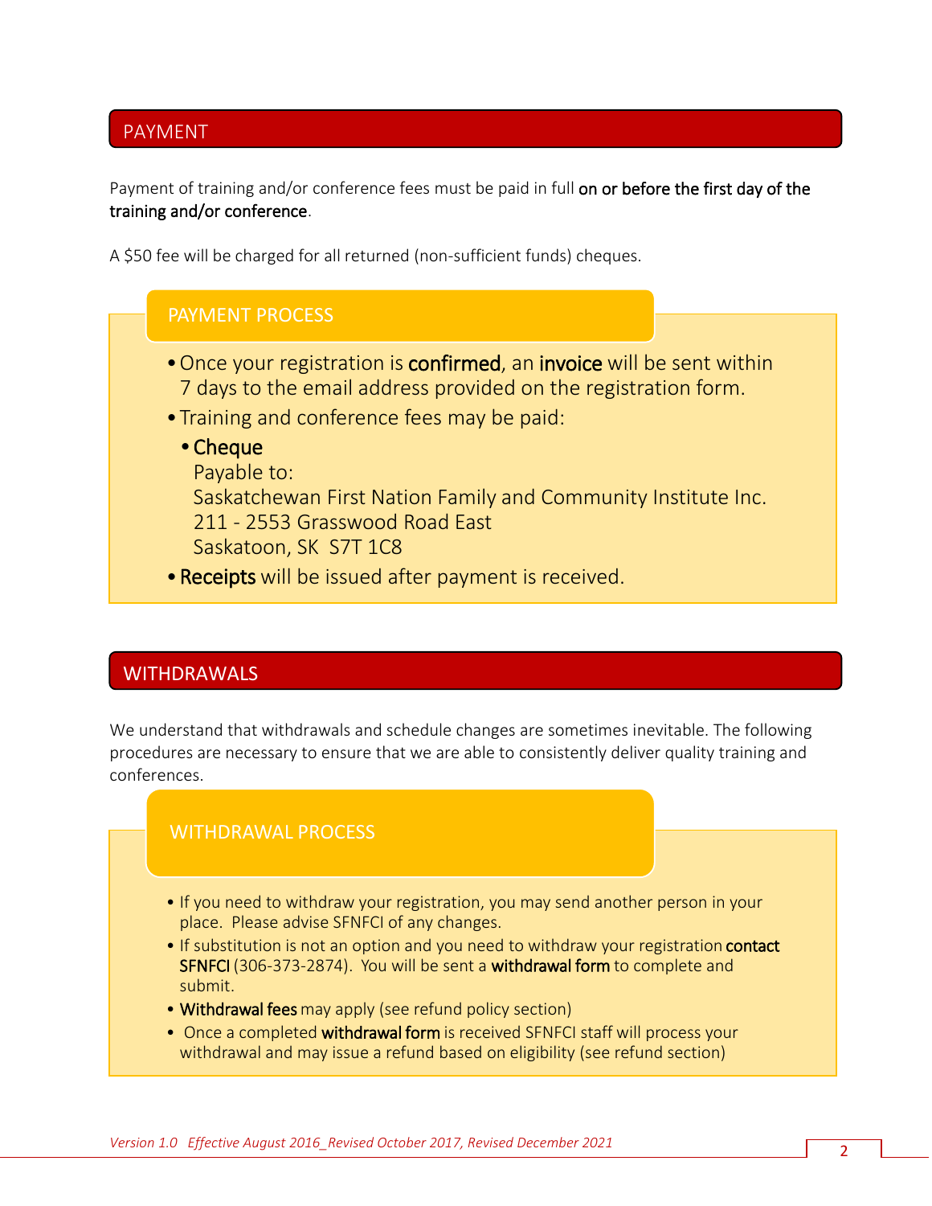## PAYMENT

Payment of training and/or conference fees must be paid in full **on or before the first day of the training and/or conference**.

A $50 fee will be charged for all returned (non-sufficient funds) cheques.

### PAYMENT PROCESS

- Once your registration is **confirmed**, an **invoice** will be sent within 7 days to the email address provided on the registration form.
- Training and conference fees may be paid:
  - **Cheque**
    Payable to:
    Saskatchewan First Nation Family and Community Institute Inc.
    211 - 2553 Grasswood Road East
    Saskatoon, SK  S7T 1C8
- **Receipts** will be issued after payment is received.

## WITHDRAWALS

We understand that withdrawals and schedule changes are sometimes inevitable. The following procedures are necessary to ensure that we are able to consistently deliver quality training and conferences.

### WITHDRAWAL PROCESS

- If you need to withdraw your registration, you may send another person in your place. Please advise SFNFCI of any changes.
- If substitution is not an option and you need to withdraw your registration **contact SFNFCI** (306-373-2874). You will be sent a **withdrawal form** to complete and submit.
- **Withdrawal fees** may apply (see refund policy section)
- Once a completed **withdrawal form** is received SFNFCI staff will process your withdrawal and may issue a refund based on eligibility (see refund section)

*Version 1.0 Effective August 2016_Revised October 2017, Revised December 2021*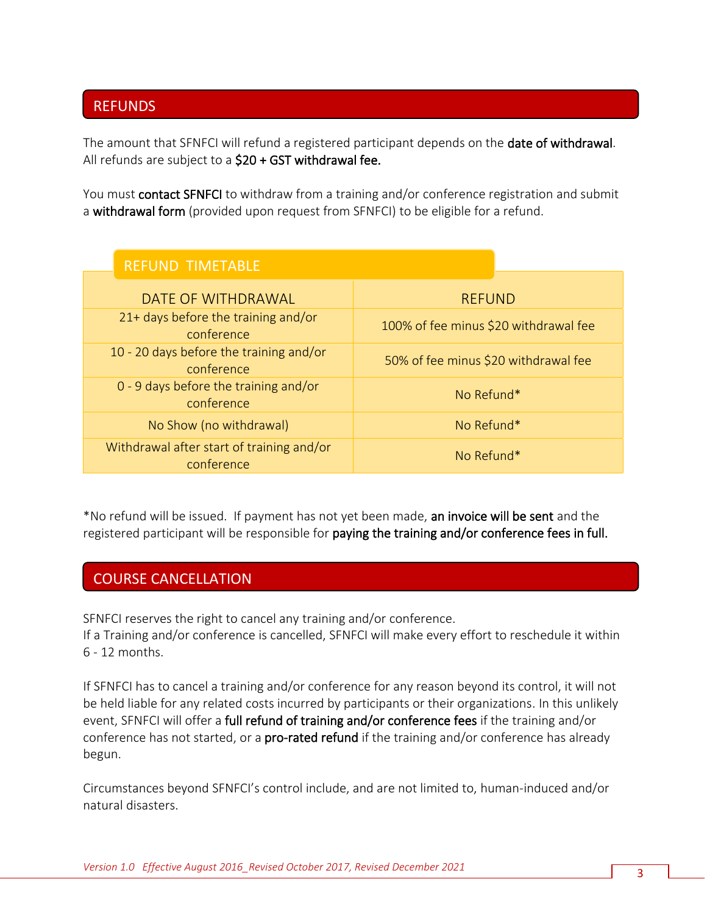## REFUNDS

The amount that SFNFCI will refund a registered participant depends on the **date of withdrawal**. All refunds are subject to a **$20 + GST withdrawal fee.**

You must **contact SFNFCI** to withdraw from a training and/or conference registration and submit a **withdrawal form** (provided upon request from SFNFCI) to be eligible for a refund.

### REFUND TIMETABLE

| DATE OF WITHDRAWAL | REFUND |
| --- | --- |
| 21+ days before the training and/or conference | 100% of fee minus $20 withdrawal fee |
| 10 - 20 days before the training and/or conference | 50% of fee minus $20 withdrawal fee |
| 0 - 9 days before the training and/or conference | No Refund* |
| No Show (no withdrawal) | No Refund* |
| Withdrawal after start of training and/or conference | No Refund* |

*No refund will be issued. If payment has not yet been made, **an invoice will be sent** and the registered participant will be responsible for **paying the training and/or conference fees in full.**

## COURSE CANCELLATION

SFNFCI reserves the right to cancel any training and/or conference.
If a Training and/or conference is cancelled, SFNFCI will make every effort to reschedule it within 6 - 12 months.

If SFNFCI has to cancel a training and/or conference for any reason beyond its control, it will not be held liable for any related costs incurred by participants or their organizations. In this unlikely event, SFNFCI will offer a **full refund of training and/or conference fees** if the training and/or conference has not started, or a **pro-rated refund** if the training and/or conference has already begun.

Circumstances beyond SFNFCI's control include, and are not limited to, human-induced and/or natural disasters.

*Version 1.0 Effective August 2016_Revised October 2017, Revised December 2021*